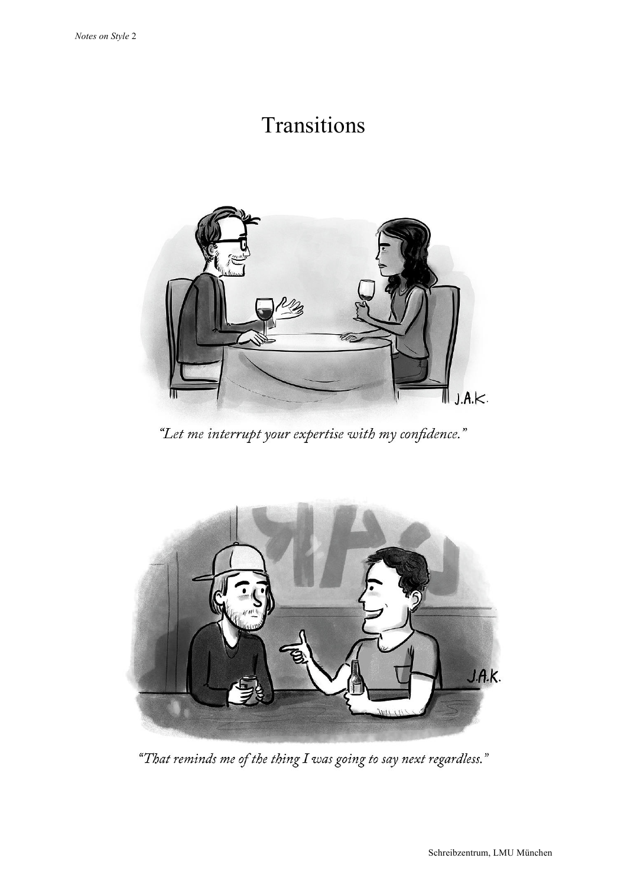# Transitions

"Let me interrupt your expertise with my confidence."

"That reminds me of the thing I was going to say next regardless."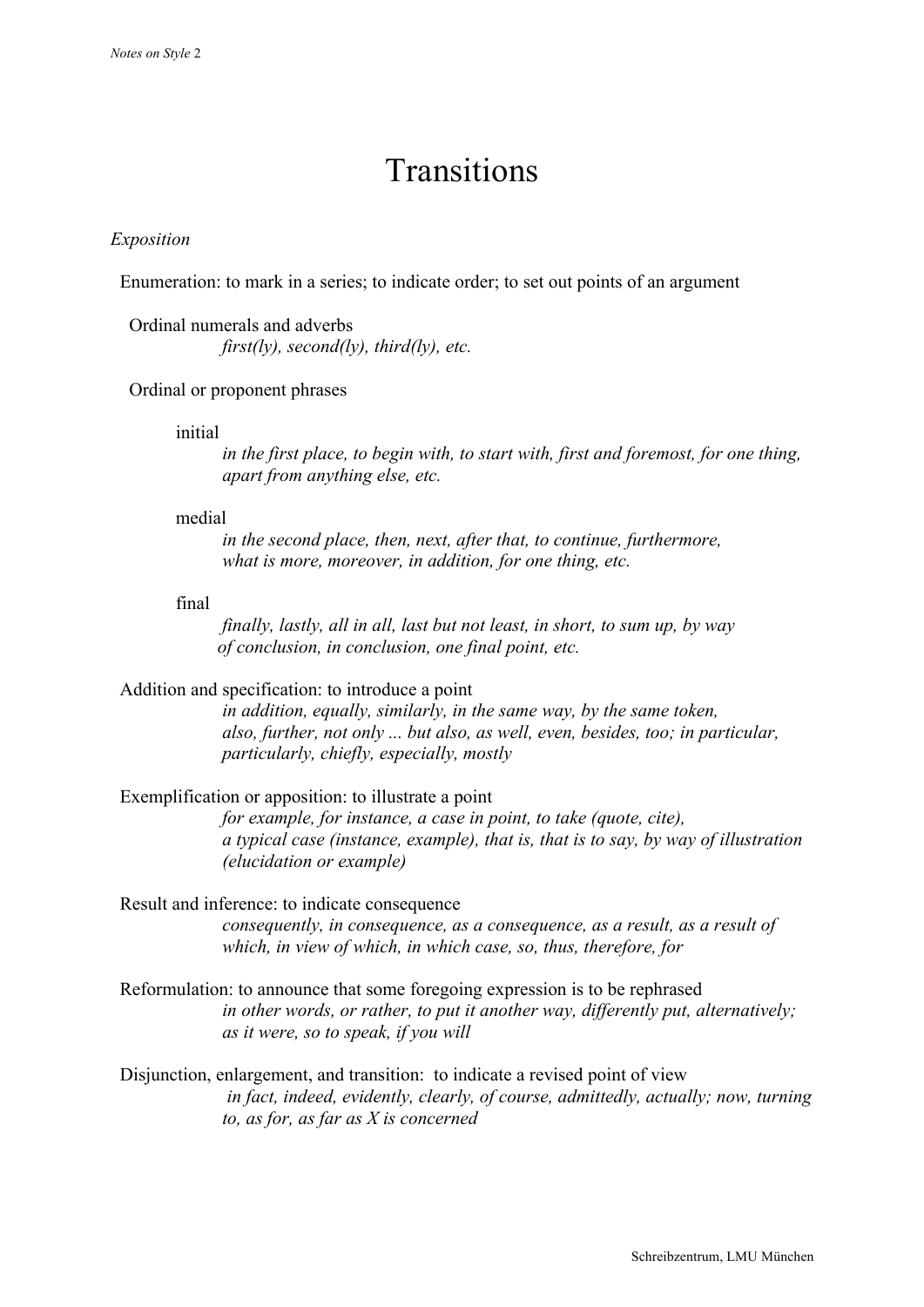# Transitions

*Exposition*

Enumeration: to mark in a series; to indicate order; to set out points of an argument

Ordinal numerals and adverbs

*first(ly), second(ly), third(ly), etc.*

Ordinal or proponent phrases

initial

*in the first place, to begin with, to start with, first and foremost, for one thing, apart from anything else, etc.*

medial

*in the second place, then, next, after that, to continue, furthermore, what is more, moreover, in addition, for one thing, etc.*

final

*finally, lastly, all in all, last but not least, in short, to sum up, by way of conclusion, in conclusion, one final point, etc.*

Addition and specification: to introduce a point

*in addition, equally, similarly, in the same way, by the same token, also, further, not only ... but also, as well, even, besides, too; in particular, particularly, chiefly, especially, mostly*

Exemplification or apposition: to illustrate a point

*for example, for instance, a case in point, to take (quote, cite), a typical case (instance, example), that is, that is to say, by way of illustration (elucidation or example)*

Result and inference: to indicate consequence

*consequently, in consequence, as a consequence, as a result, as a result of which, in view of which, in which case, so, thus, therefore, for*

Reformulation: to announce that some foregoing expression is to be rephrased

*in other words, or rather, to put it another way, differently put, alternatively; as it were, so to speak, if you will*

Disjunction, enlargement, and transition: to indicate a revised point of view

*in fact, indeed, evidently, clearly, of course, admittedly, actually; now, turning to, as for, as far as X is concerned*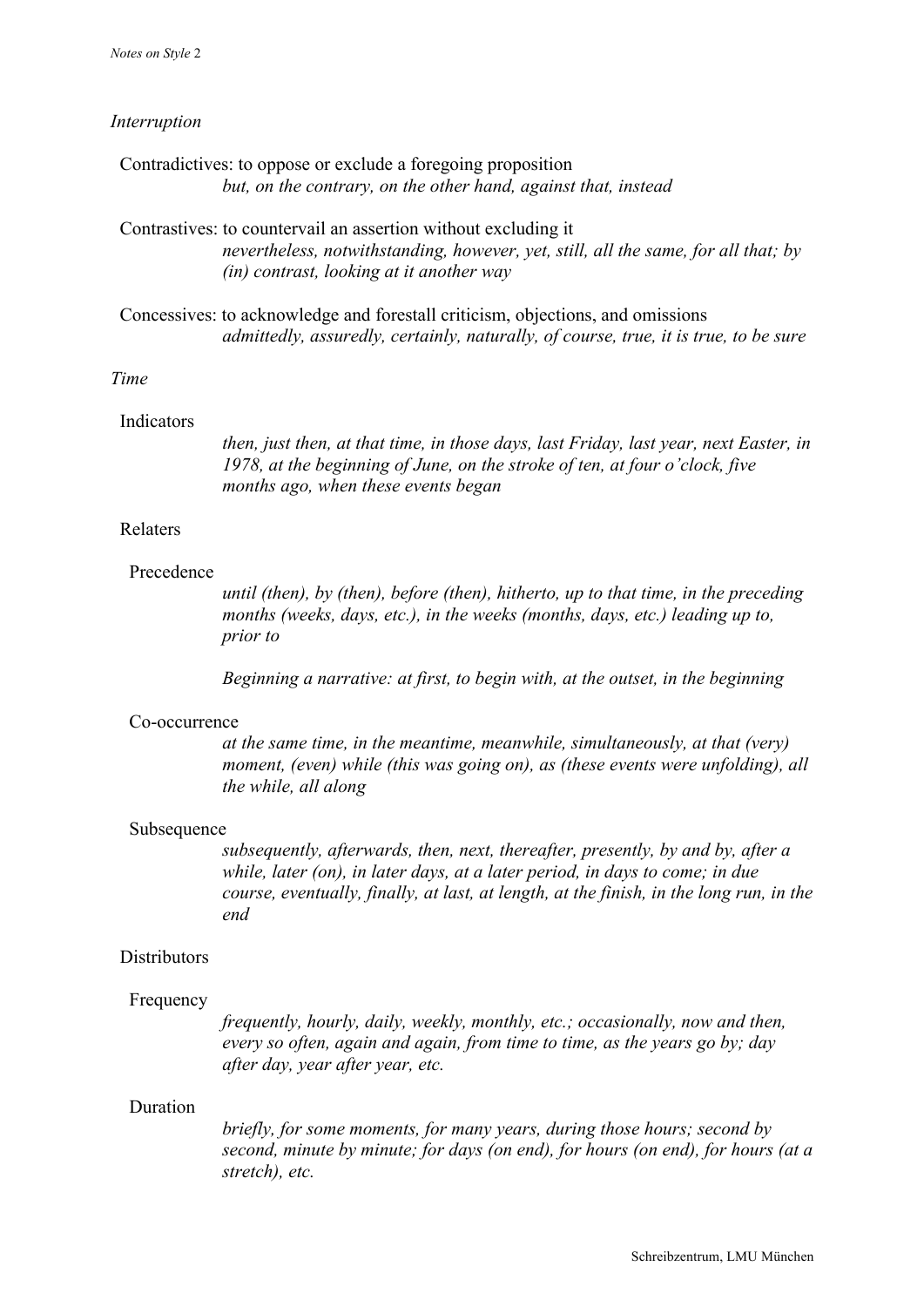*Interruption*

Contradictives: to oppose or exclude a foregoing proposition
*but, on the contrary, on the other hand, against that, instead*

Contrastives: to countervail an assertion without excluding it
*nevertheless, notwithstanding, however, yet, still, all the same, for all that; by (in) contrast, looking at it another way*

Concessives: to acknowledge and forestall criticism, objections, and omissions
*admittedly, assuredly, certainly, naturally, of course, true, it is true, to be sure*

*Time*

Indicators

*then, just then, at that time, in those days, last Friday, last year, next Easter, in 1978, at the beginning of June, on the stroke of ten, at four o'clock, five months ago, when these events began*

Relaters

Precedence

*until (then), by (then), before (then), hitherto, up to that time, in the preceding months (weeks, days, etc.), in the weeks (months, days, etc.) leading up to, prior to*

*Beginning a narrative: at first, to begin with, at the outset, in the beginning*

Co-occurrence

*at the same time, in the meantime, meanwhile, simultaneously, at that (very) moment, (even) while (this was going on), as (these events were unfolding), all the while, all along*

Subsequence

*subsequently, afterwards, then, next, thereafter, presently, by and by, after a while, later (on), in later days, at a later period, in days to come; in due course, eventually, finally, at last, at length, at the finish, in the long run, in the end*

Distributors

Frequency

*frequently, hourly, daily, weekly, monthly, etc.; occasionally, now and then, every so often, again and again, from time to time, as the years go by; day after day, year after year, etc.*

Duration

*briefly, for some moments, for many years, during those hours; second by second, minute by minute; for days (on end), for hours (on end), for hours (at a stretch), etc.*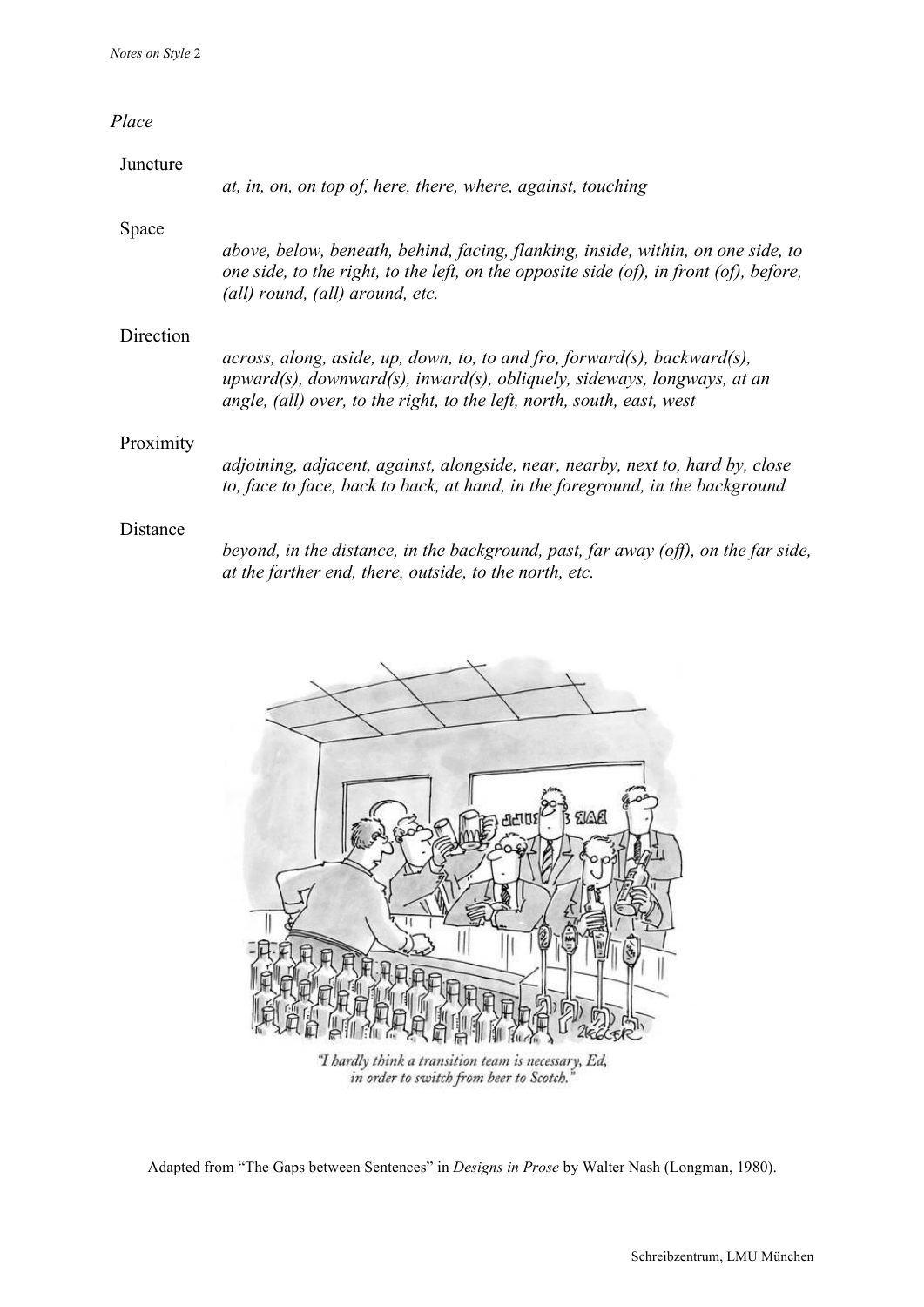*Place*

Juncture

*at, in, on, on top of, here, there, where, against, touching*

Space

*above, below, beneath, behind, facing, flanking, inside, within, on one side, to one side, to the right, to the left, on the opposite side (of), in front (of), before, (all) round, (all) around, etc.*

Direction

*across, along, aside, up, down, to, to and fro, forward(s), backward(s), upward(s), downward(s), inward(s), obliquely, sideways, longways, at an angle, (all) over, to the right, to the left, north, south, east, west*

Proximity

*adjoining, adjacent, against, alongside, near, nearby, next to, hard by, close to, face to face, back to back, at hand, in the foreground, in the background*

Distance

*beyond, in the distance, in the background, past, far away (off), on the far side, at the farther end, there, outside, to the north, etc.*

*"I hardly think a transition team is necessary, Ed, in order to switch from beer to Scotch."*

Adapted from "The Gaps between Sentences" in *Designs in Prose* by Walter Nash (Longman, 1980).

Schreibzentrum, LMU München